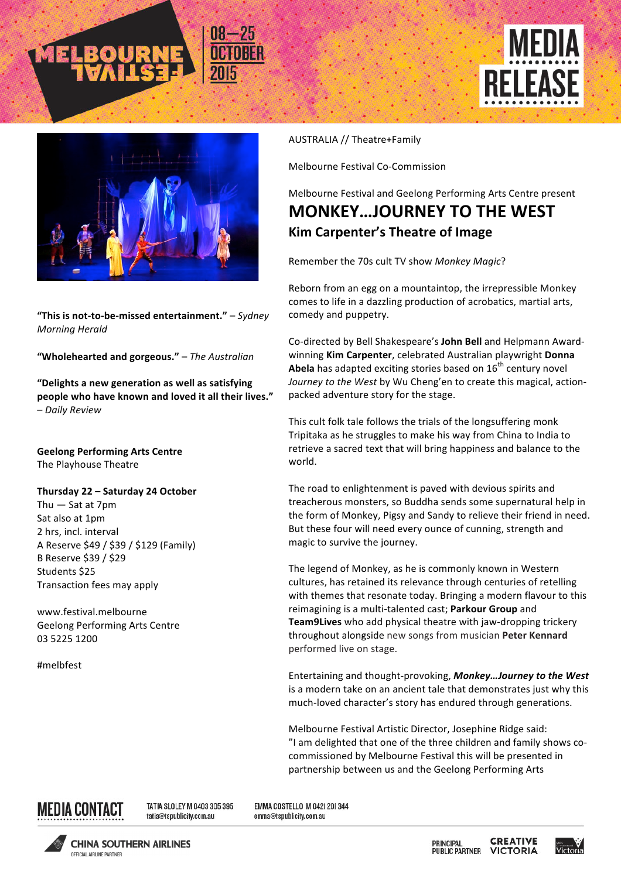MELBOURNE FESTIVAL 08—25 OCTOBER 2015

# MEDIA RELEASE

AUSTRALIA // Theatre+Family

Melbourne Festival Co-Commission

Melbourne Festival and Geelong Performing Arts Centre present

## MONKEY…JOURNEY TO THE WEST

### Kim Carpenter's Theatre of Image

Remember the 70s cult TV show *Monkey Magic*?

Reborn from an egg on a mountaintop, the irrepressible Monkey comes to life in a dazzling production of acrobatics, martial arts, comedy and puppetry.

Co-directed by Bell Shakespeare's **John Bell** and Helpmann Award-winning **Kim Carpenter**, celebrated Australian playwright **Donna Abela** has adapted exciting stories based on 16th century novel *Journey to the West* by Wu Cheng'en to create this magical, action-packed adventure story for the stage.

This cult folk tale follows the trials of the longsuffering monk Tripitaka as he struggles to make his way from China to India to retrieve a sacred text that will bring happiness and balance to the world.

The road to enlightenment is paved with devious spirits and treacherous monsters, so Buddha sends some supernatural help in the form of Monkey, Pigsy and Sandy to relieve their friend in need. But these four will need every ounce of cunning, strength and magic to survive the journey.

The legend of Monkey, as he is commonly known in Western cultures, has retained its relevance through centuries of retelling with themes that resonate today. Bringing a modern flavour to this reimagining is a multi-talented cast; **Parkour Group** and **Team9Lives** who add physical theatre with jaw-dropping trickery throughout alongside new songs from musician **Peter Kennard** performed live on stage.

Entertaining and thought-provoking, ***Monkey…Journey to the West*** is a modern take on an ancient tale that demonstrates just why this much-loved character's story has endured through generations.

Melbourne Festival Artistic Director, Josephine Ridge said:
"I am delighted that one of the three children and family shows co-commissioned by Melbourne Festival this will be presented in partnership between us and the Geelong Performing Arts

**"This is not-to-be-missed entertainment."** – *Sydney Morning Herald*

**"Wholehearted and gorgeous."** – *The Australian*

**"Delights a new generation as well as satisfying people who have known and loved it all their lives."** – *Daily Review*

**Geelong Performing Arts Centre**
The Playhouse Theatre

**Thursday 22 – Saturday 24 October**
Thu — Sat at 7pm
Sat also at 1pm
2 hrs, incl. interval
A Reserve $49 / $39 / $129 (Family)
B Reserve $39 / $29
Students $25
Transaction fees may apply

www.festival.melbourne
Geelong Performing Arts Centre
03 5225 1200

#melbfest

**MEDIA CONTACT**
TATIA SLOLEY M 0403 305 395 tatia@tspublicity.com.au
EMMA COSTELLO M 0421 201 344 emma@tspublicity.com.au

CHINA SOUTHERN AIRLINES — OFFICIAL AIRLINE PARTNER
PRINCIPAL PUBLIC PARTNER — CREATIVE VICTORIA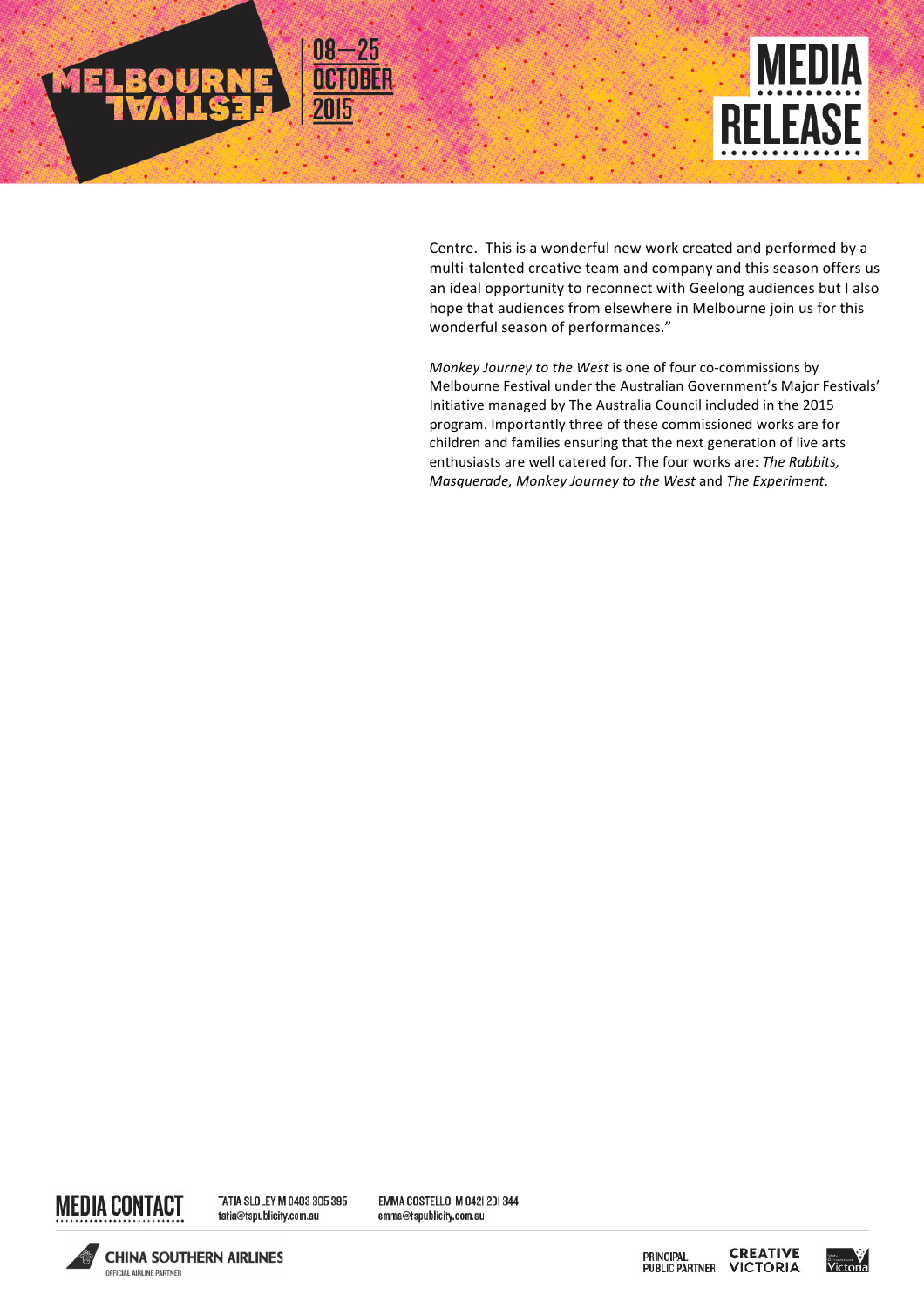Centre. This is a wonderful new work created and performed by a multi-talented creative team and company and this season offers us an ideal opportunity to reconnect with Geelong audiences but I also hope that audiences from elsewhere in Melbourne join us for this wonderful season of performances."

*Monkey Journey to the West* is one of four co-commissions by Melbourne Festival under the Australian Government's Major Festivals' Initiative managed by The Australia Council included in the 2015 program. Importantly three of these commissioned works are for children and families ensuring that the next generation of live arts enthusiasts are well catered for. The four works are: *The Rabbits, Masquerade, Monkey Journey to the West* and *The Experiment*.

**MEDIA CONTACT**

TATIA SLOLEY M 0403 305 395
tatia@tspublicity.com.au

EMMA COSTELLO M 0421 201 344
emma@tspublicity.com.au